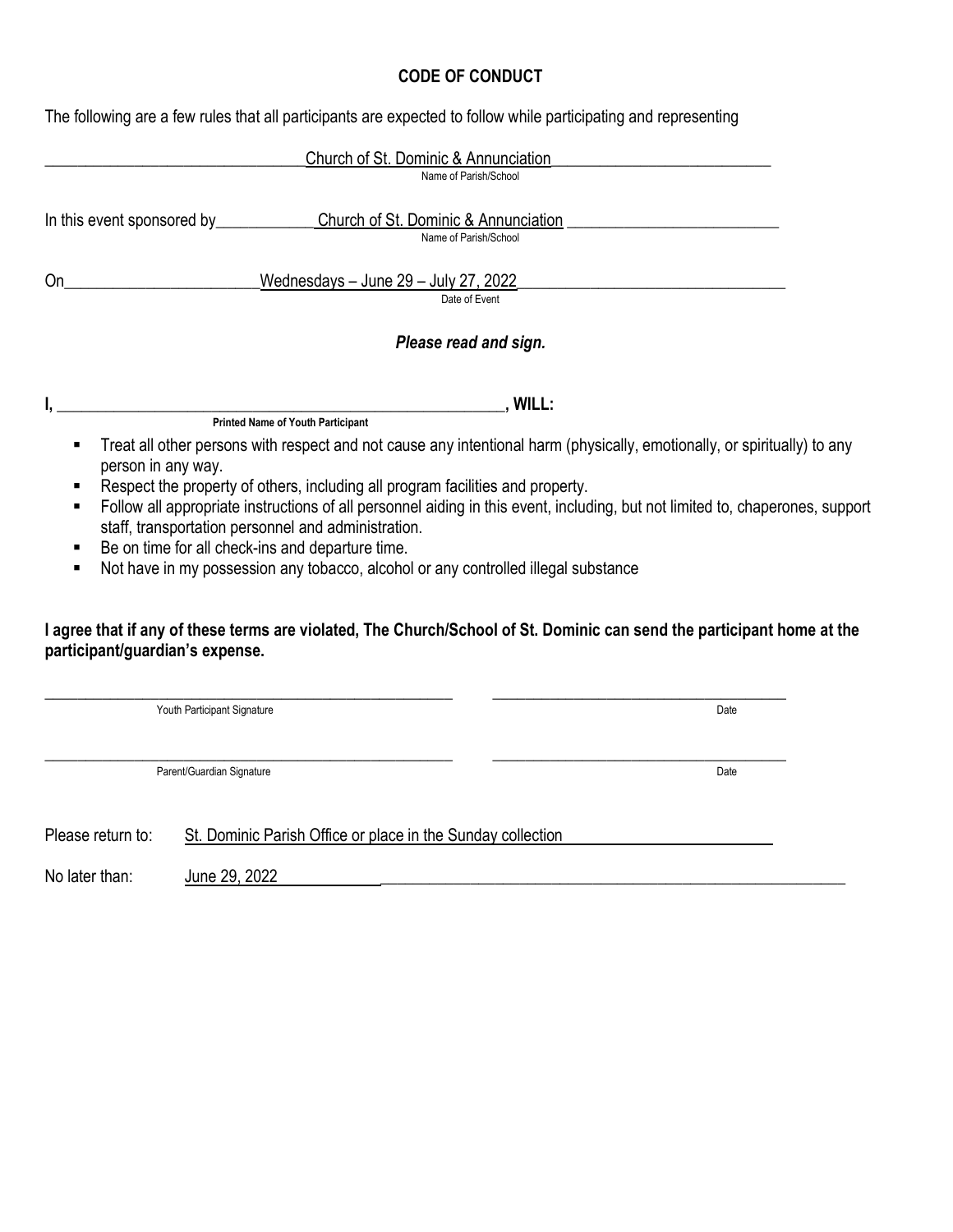# CODE OF CONDUCT

The following are a few rules that all participants are expected to follow while participating and representing

Church of St. Dominic & Annunciation
Name of Parish/School

In this event sponsored by Church of St. Dominic & Annunciation
Name of Parish/School

On Wednesdays – June 29 – July 27, 2022
Date of Event

***Please read and sign.***

**I, ______________________________, WILL:**
**Printed Name of Youth Participant**

- Treat all other persons with respect and not cause any intentional harm (physically, emotionally, or spiritually) to any person in any way.
- Respect the property of others, including all program facilities and property.
- Follow all appropriate instructions of all personnel aiding in this event, including, but not limited to, chaperones, support staff, transportation personnel and administration.
- Be on time for all check-ins and departure time.
- Not have in my possession any tobacco, alcohol or any controlled illegal substance

**I agree that if any of these terms are violated, The Church/School of St. Dominic can send the participant home at the participant/guardian's expense.**

______________________________ ______________________________
Youth Participant Signature Date

______________________________ ______________________________
Parent/Guardian Signature Date

Please return to: St. Dominic Parish Office or place in the Sunday collection

No later than: June 29, 2022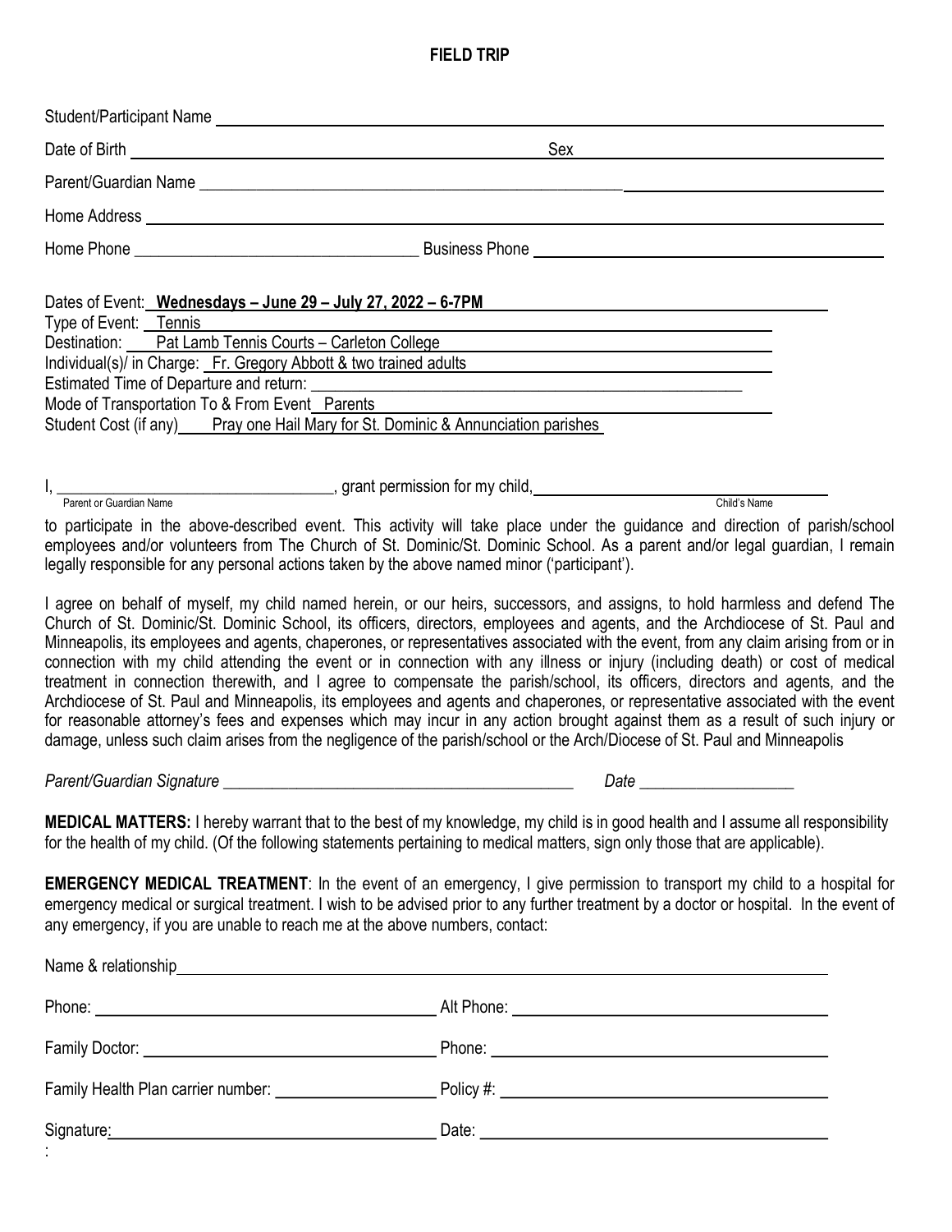## FIELD TRIP

Student/Participant Name ______________________________

Date of Birth ______________________________ Sex ______________________________

Parent/Guardian Name ______________________________

Home Address ______________________________

Home Phone ______________________________ Business Phone ______________________________

Dates of Event: **Wednesdays – June 29 – July 27, 2022 – 6-7PM**
Type of Event: Tennis
Destination: Pat Lamb Tennis Courts – Carleton College
Individual(s)/ in Charge: Fr. Gregory Abbott & two trained adults
Estimated Time of Departure and return: ______________________________
Mode of Transportation To & From Event Parents
Student Cost (if any) Pray one Hail Mary for St. Dominic & Annunciation parishes

I, ______________________________, grant permission for my child, ______________________________
Parent or Guardian Name Child's Name

to participate in the above-described event. This activity will take place under the guidance and direction of parish/school employees and/or volunteers from The Church of St. Dominic/St. Dominic School. As a parent and/or legal guardian, I remain legally responsible for any personal actions taken by the above named minor ('participant').

I agree on behalf of myself, my child named herein, or our heirs, successors, and assigns, to hold harmless and defend The Church of St. Dominic/St. Dominic School, its officers, directors, employees and agents, and the Archdiocese of St. Paul and Minneapolis, its employees and agents, chaperones, or representatives associated with the event, from any claim arising from or in connection with my child attending the event or in connection with any illness or injury (including death) or cost of medical treatment in connection therewith, and I agree to compensate the parish/school, its officers, directors and agents, and the Archdiocese of St. Paul and Minneapolis, its employees and agents and chaperones, or representative associated with the event for reasonable attorney's fees and expenses which may incur in any action brought against them as a result of such injury or damage, unless such claim arises from the negligence of the parish/school or the Arch/Diocese of St. Paul and Minneapolis

*Parent/Guardian Signature* ______________________________ *Date* ______________

**MEDICAL MATTERS:** I hereby warrant that to the best of my knowledge, my child is in good health and I assume all responsibility for the health of my child. (Of the following statements pertaining to medical matters, sign only those that are applicable).

**EMERGENCY MEDICAL TREATMENT**: In the event of an emergency, I give permission to transport my child to a hospital for emergency medical or surgical treatment. I wish to be advised prior to any further treatment by a doctor or hospital. In the event of any emergency, if you are unable to reach me at the above numbers, contact:

Name & relationship ______________________________

Phone: ______________________________ Alt Phone: ______________________________

Family Doctor: ______________________________ Phone: ______________________________

Family Health Plan carrier number: ______________ Policy #: ______________________________

Signature: ______________________________ Date: ______________________________

: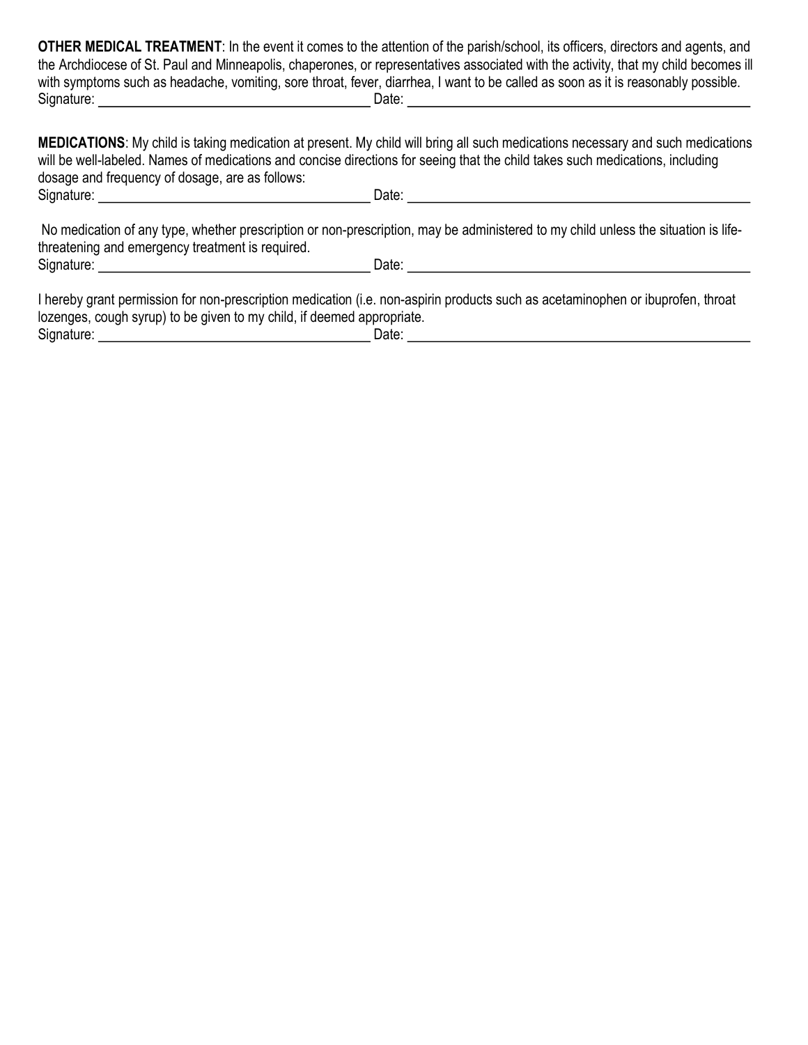**OTHER MEDICAL TREATMENT**: In the event it comes to the attention of the parish/school, its officers, directors and agents, and the Archdiocese of St. Paul and Minneapolis, chaperones, or representatives associated with the activity, that my child becomes ill with symptoms such as headache, vomiting, sore throat, fever, diarrhea, I want to be called as soon as it is reasonably possible.

Signature: ______________________________ Date: ______________________________

**MEDICATIONS**: My child is taking medication at present. My child will bring all such medications necessary and such medications will be well-labeled. Names of medications and concise directions for seeing that the child takes such medications, including dosage and frequency of dosage, are as follows:

Signature: ______________________________ Date: ______________________________

No medication of any type, whether prescription or non-prescription, may be administered to my child unless the situation is life-threatening and emergency treatment is required.

Signature: ______________________________ Date: ______________________________

I hereby grant permission for non-prescription medication (i.e. non-aspirin products such as acetaminophen or ibuprofen, throat lozenges, cough syrup) to be given to my child, if deemed appropriate.

Signature: ______________________________ Date: ______________________________